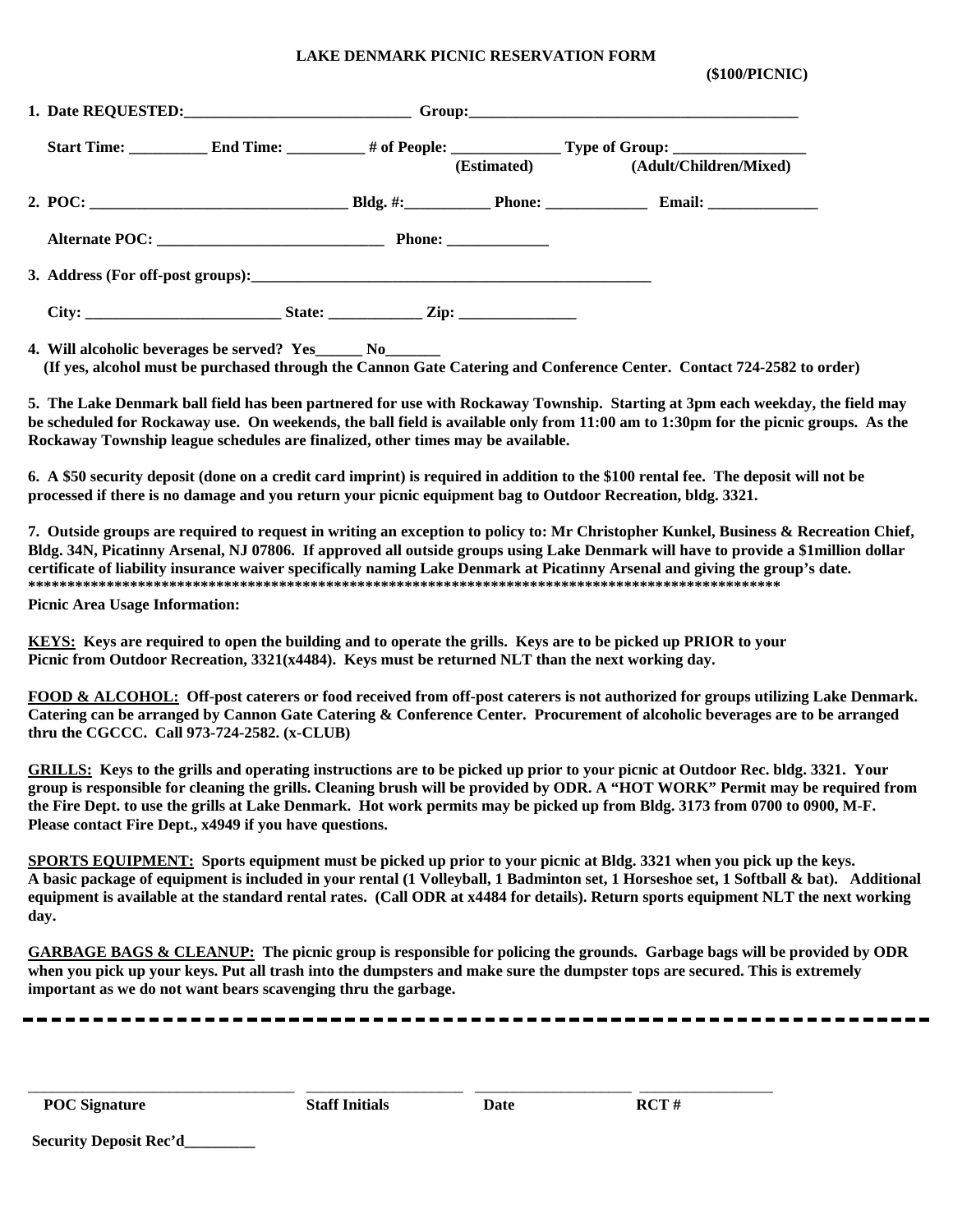# LAKE DENMARK PICNIC RESERVATION FORM

**($100/PICNIC)**

**1. Date REQUESTED:______________________________ Group:___________________________________________**

**Start Time: __________ End Time: __________ # of People: ______________ Type of Group: _________________**
**(Estimated) (Adult/Children/Mixed)**

**2. POC: _________________________________ Bldg. #:___________ Phone: _____________ Email: ______________**

**Alternate POC: ______________________________ Phone: _____________**

**3. Address (For off-post groups):_____________________________________________________**

**City: _________________________ State: ____________ Zip: _______________**

**4. Will alcoholic beverages be served? Yes______ No_______**
**(If yes, alcohol must be purchased through the Cannon Gate Catering and Conference Center. Contact 724-2582 to order)**

**5. The Lake Denmark ball field has been partnered for use with Rockaway Township. Starting at 3pm each weekday, the field may be scheduled for Rockaway use. On weekends, the ball field is available only from 11:00 am to 1:30pm for the picnic groups. As the Rockaway Township league schedules are finalized, other times may be available.**

**6. A $50 security deposit (done on a credit card imprint) is required in addition to the $100 rental fee. The deposit will not be processed if there is no damage and you return your picnic equipment bag to Outdoor Recreation, bldg. 3321.**

**7. Outside groups are required to request in writing an exception to policy to: Mr Christopher Kunkel, Business & Recreation Chief, Bldg. 34N, Picatinny Arsenal, NJ 07806. If approved all outside groups using Lake Denmark will have to provide a $1million dollar certificate of liability insurance waiver specifically naming Lake Denmark at Picatinny Arsenal and giving the group's date.**
**\*\*\*\*\*\*\*\*\*\*\*\*\*\*\*\*\*\*\*\*\*\*\*\*\*\*\*\*\*\*\*\*\*\*\*\*\*\*\*\*\*\*\*\*\*\*\*\*\*\*\*\*\*\*\*\*\*\*\*\*\*\*\*\*\*\*\*\*\*\*\*\*\*\*\*\*\*\*\*\*\*\*\*\*\*\*\*\*\*\*\*\*\*\*\*\*\***

**Picnic Area Usage Information:**

**<u>KEYS:</u> Keys are required to open the building and to operate the grills. Keys are to be picked up PRIOR to your Picnic from Outdoor Recreation, 3321(x4484). Keys must be returned NLT than the next working day.**

**<u>FOOD & ALCOHOL:</u> Off-post caterers or food received from off-post caterers is not authorized for groups utilizing Lake Denmark. Catering can be arranged by Cannon Gate Catering & Conference Center. Procurement of alcoholic beverages are to be arranged thru the CGCCC. Call 973-724-2582. (x-CLUB)**

**<u>GRILLS:</u> Keys to the grills and operating instructions are to be picked up prior to your picnic at Outdoor Rec. bldg. 3321. Your group is responsible for cleaning the grills. Cleaning brush will be provided by ODR. A "HOT WORK" Permit may be required from the Fire Dept. to use the grills at Lake Denmark. Hot work permits may be picked up from Bldg. 3173 from 0700 to 0900, M-F. Please contact Fire Dept., x4949 if you have questions.**

**<u>SPORTS EQUIPMENT:</u> Sports equipment must be picked up prior to your picnic at Bldg. 3321 when you pick up the keys. A basic package of equipment is included in your rental (1 Volleyball, 1 Badminton set, 1 Horseshoe set, 1 Softball & bat). Additional equipment is available at the standard rental rates. (Call ODR at x4484 for details). Return sports equipment NLT the next working day.**

**<u>GARBAGE BAGS & CLEANUP:</u> The picnic group is responsible for policing the grounds. Garbage bags will be provided by ODR when you pick up your keys. Put all trash into the dumpsters and make sure the dumpster tops are secured. This is extremely important as we do not want bears scavenging thru the garbage.**

---

_________________________________ ____________________ ____________________ _________________

**POC Signature** **Staff Initials** **Date** **RCT #**

**Security Deposit Rec'd_________**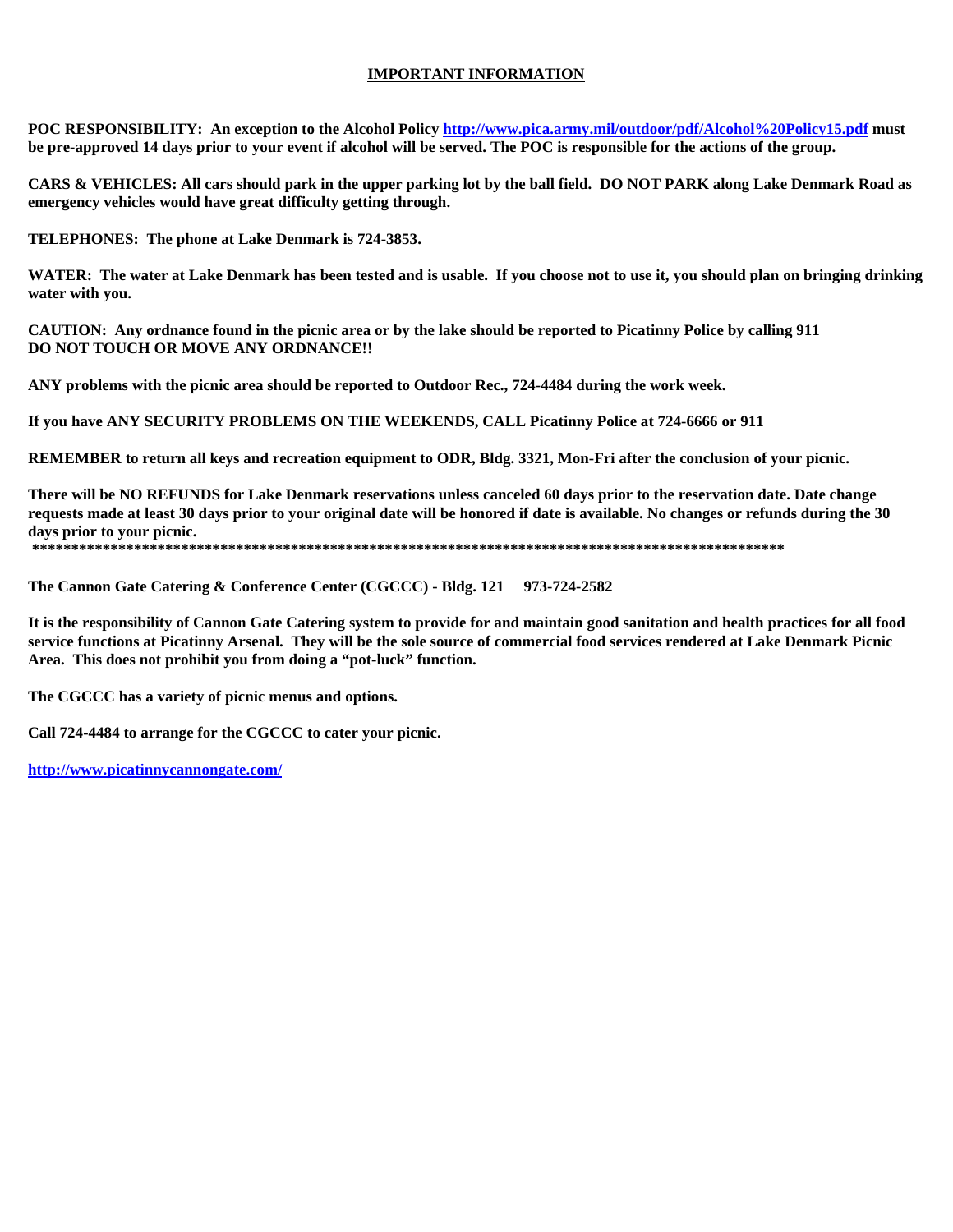**IMPORTANT INFORMATION**

**POC RESPONSIBILITY: An exception to the Alcohol Policy [http://www.pica.army.mil/outdoor/pdf/Alcohol%20Policy15.pdf](http://www.pica.army.mil/outdoor/pdf/Alcohol%20Policy15.pdf) must be pre-approved 14 days prior to your event if alcohol will be served. The POC is responsible for the actions of the group.**

**CARS & VEHICLES: All cars should park in the upper parking lot by the ball field. DO NOT PARK along Lake Denmark Road as emergency vehicles would have great difficulty getting through.**

**TELEPHONES: The phone at Lake Denmark is 724-3853.**

**WATER: The water at Lake Denmark has been tested and is usable. If you choose not to use it, you should plan on bringing drinking water with you.**

**CAUTION: Any ordnance found in the picnic area or by the lake should be reported to Picatinny Police by calling 911**
**DO NOT TOUCH OR MOVE ANY ORDNANCE!!**

**ANY problems with the picnic area should be reported to Outdoor Rec., 724-4484 during the work week.**

**If you have ANY SECURITY PROBLEMS ON THE WEEKENDS, CALL Picatinny Police at 724-6666 or 911**

**REMEMBER to return all keys and recreation equipment to ODR, Bldg. 3321, Mon-Fri after the conclusion of your picnic.**

**There will be NO REFUNDS for Lake Denmark reservations unless canceled 60 days prior to the reservation date. Date change requests made at least 30 days prior to your original date will be honored if date is available. No changes or refunds during the 30 days prior to your picnic.**

**************************************************************************************************

**The Cannon Gate Catering & Conference Center (CGCCC) - Bldg. 121 973-724-2582**

**It is the responsibility of Cannon Gate Catering system to provide for and maintain good sanitation and health practices for all food service functions at Picatinny Arsenal. They will be the sole source of commercial food services rendered at Lake Denmark Picnic Area. This does not prohibit you from doing a "pot-luck" function.**

**The CGCCC has a variety of picnic menus and options.**

**Call 724-4484 to arrange for the CGCCC to cater your picnic.**

**[http://www.picatinnycannongate.com/](http://www.picatinnycannongate.com/)**